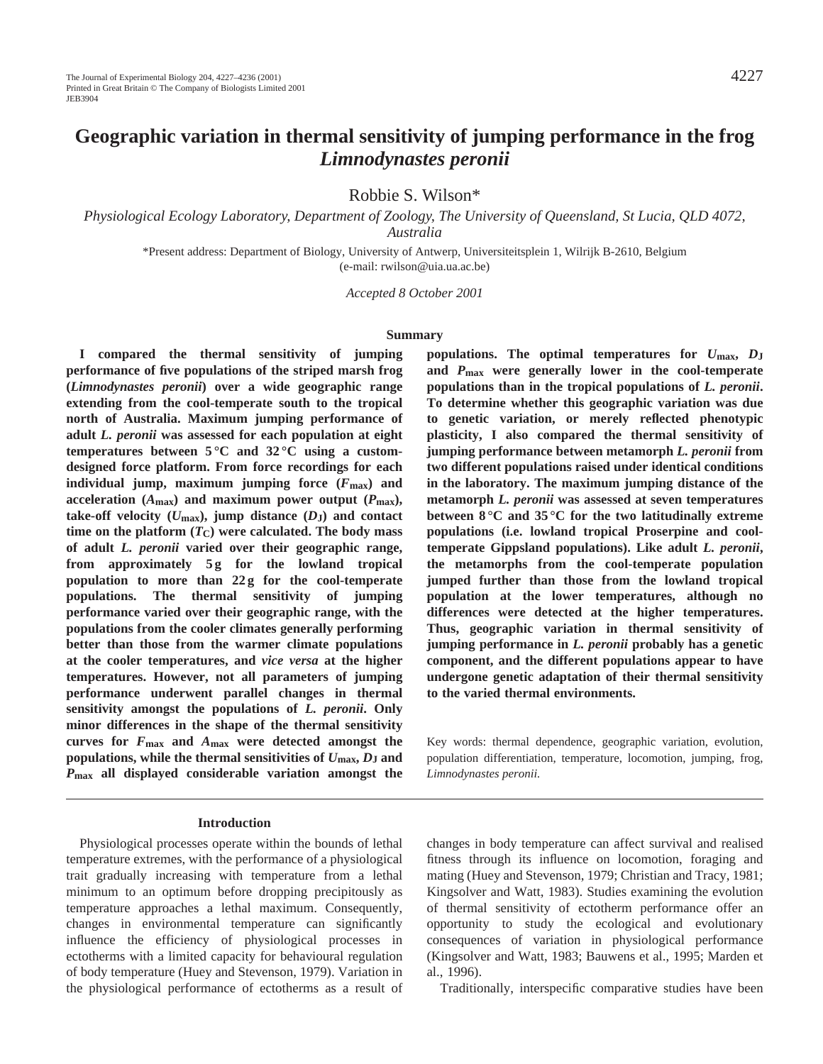# Geographic variation in thermal sensitivity of jumping performance in the frog *Limnodynastes peronii*

Robbie S. Wilson*

*Physiological Ecology Laboratory, Department of Zoology, The University of Queensland, St Lucia, QLD 4072, Australia*

*Present address: Department of Biology, University of Antwerp, Universiteitsplein 1, Wilrijk B-2610, Belgium (e-mail: rwilson@uia.ua.ac.be)

*Accepted 8 October 2001*

## Summary

**I compared the thermal sensitivity of jumping performance of five populations of the striped marsh frog (*Limnodynastes peronii*) over a wide geographic range extending from the cool-temperate south to the tropical north of Australia. Maximum jumping performance of adult *L. peronii* was assessed for each population at eight temperatures between 5 °C and 32 °C using a custom-designed force platform. From force recordings for each individual jump, maximum jumping force ($F_{max}$) and acceleration ($A_{max}$) and maximum power output ($P_{max}$), take-off velocity ($U_{max}$), jump distance ($D_J$) and contact time on the platform ($T_C$) were calculated. The body mass of adult *L. peronii* varied over their geographic range, from approximately 5 g for the lowland tropical population to more than 22 g for the cool-temperate populations. The thermal sensitivity of jumping performance varied over their geographic range, with the populations from the cooler climates generally performing better than those from the warmer climate populations at the cooler temperatures, and *vice versa* at the higher temperatures. However, not all parameters of jumping performance underwent parallel changes in thermal sensitivity amongst the populations of *L. peronii*. Only minor differences in the shape of the thermal sensitivity curves for $F_{max}$ and $A_{max}$ were detected amongst the populations, while the thermal sensitivities of $U_{max}$, $D_J$ and $P_{max}$ all displayed considerable variation amongst the populations. The optimal temperatures for $U_{max}$, $D_J$ and $P_{max}$ were generally lower in the cool-temperate populations than in the tropical populations of *L. peronii*. To determine whether this geographic variation was due to genetic variation, or merely reflected phenotypic plasticity, I also compared the thermal sensitivity of jumping performance between metamorph *L. peronii* from two different populations raised under identical conditions in the laboratory. The maximum jumping distance of the metamorph *L. peronii* was assessed at seven temperatures between 8 °C and 35 °C for the two latitudinally extreme populations (i.e. lowland tropical Proserpine and cool-temperate Gippsland populations). Like adult *L. peronii*, the metamorphs from the cool-temperate population jumped further than those from the lowland tropical population at the lower temperatures, although no differences were detected at the higher temperatures. Thus, geographic variation in thermal sensitivity of jumping performance in *L. peronii* probably has a genetic component, and the different populations appear to have undergone genetic adaptation of their thermal sensitivity to the varied thermal environments.**

Key words: thermal dependence, geographic variation, evolution, population differentiation, temperature, locomotion, jumping, frog, *Limnodynastes peronii*.

## Introduction

Physiological processes operate within the bounds of lethal temperature extremes, with the performance of a physiological trait gradually increasing with temperature from a lethal minimum to an optimum before dropping precipitously as temperature approaches a lethal maximum. Consequently, changes in environmental temperature can significantly influence the efficiency of physiological processes in ectotherms with a limited capacity for behavioural regulation of body temperature (Huey and Stevenson, 1979). Variation in the physiological performance of ectotherms as a result of changes in body temperature can affect survival and realised fitness through its influence on locomotion, foraging and mating (Huey and Stevenson, 1979; Christian and Tracy, 1981; Kingsolver and Watt, 1983). Studies examining the evolution of thermal sensitivity of ectotherm performance offer an opportunity to study the ecological and evolutionary consequences of variation in physiological performance (Kingsolver and Watt, 1983; Bauwens et al., 1995; Marden et al., 1996).

Traditionally, interspecific comparative studies have been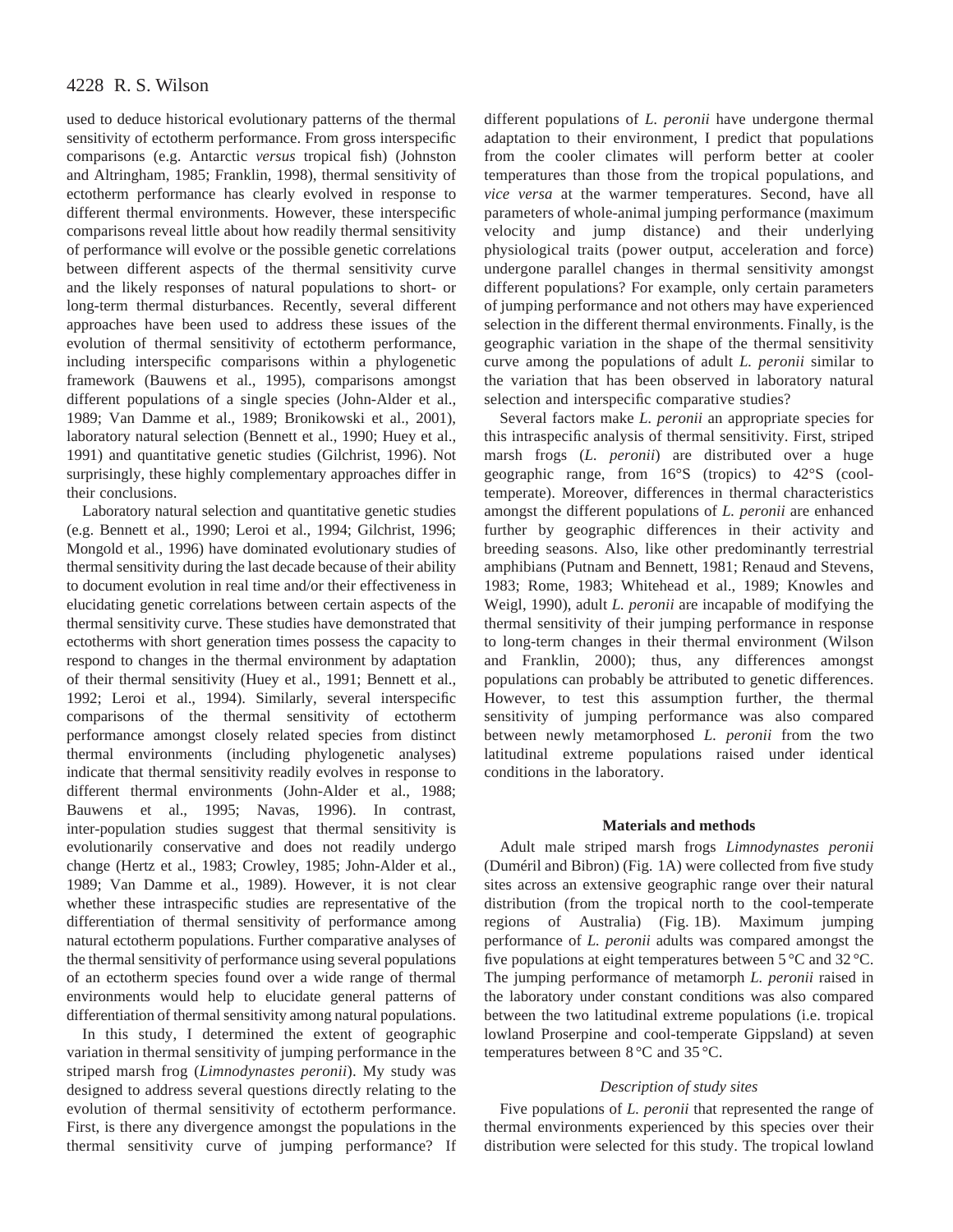used to deduce historical evolutionary patterns of the thermal sensitivity of ectotherm performance. From gross interspecific comparisons (e.g. Antarctic *versus* tropical fish) (Johnston and Altringham, 1985; Franklin, 1998), thermal sensitivity of ectotherm performance has clearly evolved in response to different thermal environments. However, these interspecific comparisons reveal little about how readily thermal sensitivity of performance will evolve or the possible genetic correlations between different aspects of the thermal sensitivity curve and the likely responses of natural populations to short- or long-term thermal disturbances. Recently, several different approaches have been used to address these issues of the evolution of thermal sensitivity of ectotherm performance, including interspecific comparisons within a phylogenetic framework (Bauwens et al., 1995), comparisons amongst different populations of a single species (John-Alder et al., 1989; Van Damme et al., 1989; Bronikowski et al., 2001), laboratory natural selection (Bennett et al., 1990; Huey et al., 1991) and quantitative genetic studies (Gilchrist, 1996). Not surprisingly, these highly complementary approaches differ in their conclusions.

Laboratory natural selection and quantitative genetic studies (e.g. Bennett et al., 1990; Leroi et al., 1994; Gilchrist, 1996; Mongold et al., 1996) have dominated evolutionary studies of thermal sensitivity during the last decade because of their ability to document evolution in real time and/or their effectiveness in elucidating genetic correlations between certain aspects of the thermal sensitivity curve. These studies have demonstrated that ectotherms with short generation times possess the capacity to respond to changes in the thermal environment by adaptation of their thermal sensitivity (Huey et al., 1991; Bennett et al., 1992; Leroi et al., 1994). Similarly, several interspecific comparisons of the thermal sensitivity of ectotherm performance amongst closely related species from distinct thermal environments (including phylogenetic analyses) indicate that thermal sensitivity readily evolves in response to different thermal environments (John-Alder et al., 1988; Bauwens et al., 1995; Navas, 1996). In contrast, inter-population studies suggest that thermal sensitivity is evolutionarily conservative and does not readily undergo change (Hertz et al., 1983; Crowley, 1985; John-Alder et al., 1989; Van Damme et al., 1989). However, it is not clear whether these intraspecific studies are representative of the differentiation of thermal sensitivity of performance among natural ectotherm populations. Further comparative analyses of the thermal sensitivity of performance using several populations of an ectotherm species found over a wide range of thermal environments would help to elucidate general patterns of differentiation of thermal sensitivity among natural populations.

In this study, I determined the extent of geographic variation in thermal sensitivity of jumping performance in the striped marsh frog (*Limnodynastes peronii*). My study was designed to address several questions directly relating to the evolution of thermal sensitivity of ectotherm performance. First, is there any divergence amongst the populations in the thermal sensitivity curve of jumping performance? If different populations of *L. peronii* have undergone thermal adaptation to their environment, I predict that populations from the cooler climates will perform better at cooler temperatures than those from the tropical populations, and *vice versa* at the warmer temperatures. Second, have all parameters of whole-animal jumping performance (maximum velocity and jump distance) and their underlying physiological traits (power output, acceleration and force) undergone parallel changes in thermal sensitivity amongst different populations? For example, only certain parameters of jumping performance and not others may have experienced selection in the different thermal environments. Finally, is the geographic variation in the shape of the thermal sensitivity curve among the populations of adult *L. peronii* similar to the variation that has been observed in laboratory natural selection and interspecific comparative studies?

Several factors make *L. peronii* an appropriate species for this intraspecific analysis of thermal sensitivity. First, striped marsh frogs (*L. peronii*) are distributed over a huge geographic range, from 16°S (tropics) to 42°S (cool-temperate). Moreover, differences in thermal characteristics amongst the different populations of *L. peronii* are enhanced further by geographic differences in their activity and breeding seasons. Also, like other predominantly terrestrial amphibians (Putnam and Bennett, 1981; Renaud and Stevens, 1983; Rome, 1983; Whitehead et al., 1989; Knowles and Weigl, 1990), adult *L. peronii* are incapable of modifying the thermal sensitivity of their jumping performance in response to long-term changes in their thermal environment (Wilson and Franklin, 2000); thus, any differences amongst populations can probably be attributed to genetic differences. However, to test this assumption further, the thermal sensitivity of jumping performance was also compared between newly metamorphosed *L. peronii* from the two latitudinal extreme populations raised under identical conditions in the laboratory.

## Materials and methods

Adult male striped marsh frogs *Limnodynastes peronii* (Duméril and Bibron) (Fig. 1A) were collected from five study sites across an extensive geographic range over their natural distribution (from the tropical north to the cool-temperate regions of Australia) (Fig. 1B). Maximum jumping performance of *L. peronii* adults was compared amongst the five populations at eight temperatures between 5 °C and 32 °C. The jumping performance of metamorph *L. peronii* raised in the laboratory under constant conditions was also compared between the two latitudinal extreme populations (i.e. tropical lowland Proserpine and cool-temperate Gippsland) at seven temperatures between 8 °C and 35 °C.

### *Description of study sites*

Five populations of *L. peronii* that represented the range of thermal environments experienced by this species over their distribution were selected for this study. The tropical lowland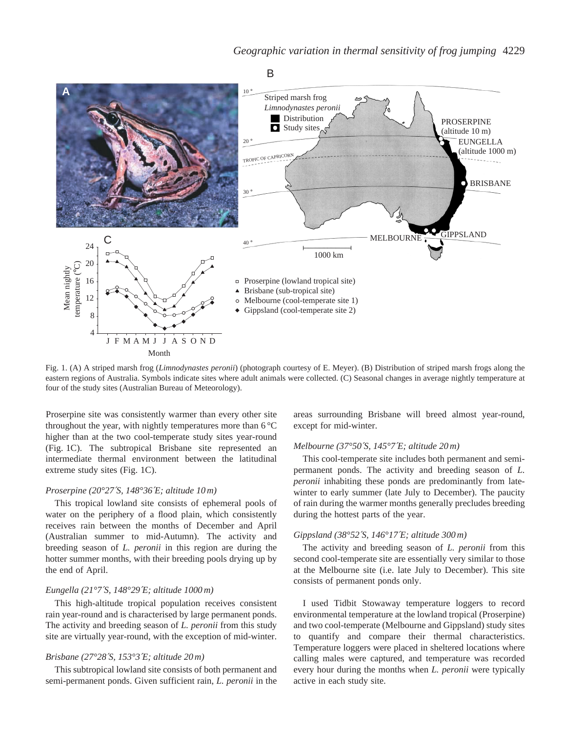Fig. 1. (A) A striped marsh frog (*Limnodynastes peronii*) (photograph courtesy of E. Meyer). (B) Distribution of striped marsh frogs along the eastern regions of Australia. Symbols indicate sites where adult animals were collected. (C) Seasonal changes in average nightly temperature at four of the study sites (Australian Bureau of Meteorology).

Proserpine site was consistently warmer than every other site throughout the year, with nightly temperatures more than 6 °C higher than at the two cool-temperate study sites year-round (Fig. 1C). The subtropical Brisbane site represented an intermediate thermal environment between the latitudinal extreme study sites (Fig. 1C).

### *Proserpine (20°27′S, 148°36′E; altitude 10 m)*

This tropical lowland site consists of ephemeral pools of water on the periphery of a flood plain, which consistently receives rain between the months of December and April (Australian summer to mid-Autumn). The activity and breeding season of *L. peronii* in this region are during the hotter summer months, with their breeding pools drying up by the end of April.

### *Eungella (21°7′S, 148°29′E; altitude 1000 m)*

This high-altitude tropical population receives consistent rain year-round and is characterised by large permanent ponds. The activity and breeding season of *L. peronii* from this study site are virtually year-round, with the exception of mid-winter.

### *Brisbane (27°28′S, 153°3′E; altitude 20 m)*

This subtropical lowland site consists of both permanent and semi-permanent ponds. Given sufficient rain, *L. peronii* in the areas surrounding Brisbane will breed almost year-round, except for mid-winter.

### *Melbourne (37°50′S, 145°7′E; altitude 20 m)*

This cool-temperate site includes both permanent and semi-permanent ponds. The activity and breeding season of *L. peronii* inhabiting these ponds are predominantly from late-winter to early summer (late July to December). The paucity of rain during the warmer months generally precludes breeding during the hottest parts of the year.

### *Gippsland (38°52′S, 146°17′E; altitude 300 m)*

The activity and breeding season of *L. peronii* from this second cool-temperate site are essentially very similar to those at the Melbourne site (i.e. late July to December). This site consists of permanent ponds only.

I used Tidbit Stowaway temperature loggers to record environmental temperature at the lowland tropical (Proserpine) and two cool-temperate (Melbourne and Gippsland) study sites to quantify and compare their thermal characteristics. Temperature loggers were placed in sheltered locations where calling males were captured, and temperature was recorded every hour during the months when *L. peronii* were typically active in each study site.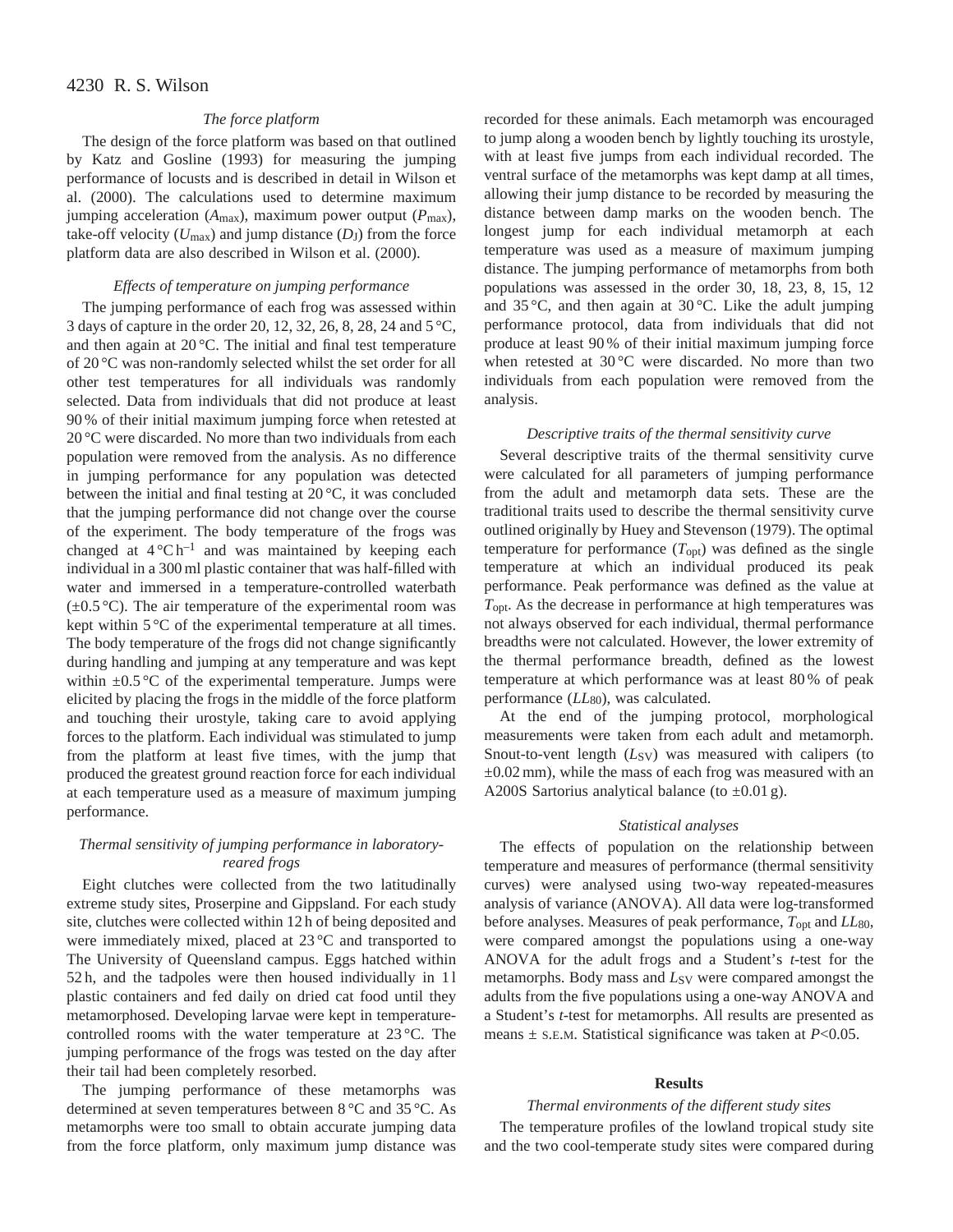### The force platform

The design of the force platform was based on that outlined by Katz and Gosline (1993) for measuring the jumping performance of locusts and is described in detail in Wilson et al. (2000). The calculations used to determine maximum jumping acceleration ($A_{max}$), maximum power output ($P_{max}$), take-off velocity ($U_{max}$) and jump distance ($D_J$) from the force platform data are also described in Wilson et al. (2000).

### Effects of temperature on jumping performance

The jumping performance of each frog was assessed within 3 days of capture in the order 20, 12, 32, 26, 8, 28, 24 and 5 °C, and then again at 20 °C. The initial and final test temperature of 20 °C was non-randomly selected whilst the set order for all other test temperatures for all individuals was randomly selected. Data from individuals that did not produce at least 90 % of their initial maximum jumping force when retested at 20 °C were discarded. No more than two individuals from each population were removed from the analysis. As no difference in jumping performance for any population was detected between the initial and final testing at 20 °C, it was concluded that the jumping performance did not change over the course of the experiment. The body temperature of the frogs was changed at $4\,°C\,h^{-1}$ and was maintained by keeping each individual in a 300 ml plastic container that was half-filled with water and immersed in a temperature-controlled waterbath (±0.5 °C). The air temperature of the experimental room was kept within 5 °C of the experimental temperature at all times. The body temperature of the frogs did not change significantly during handling and jumping at any temperature and was kept within ±0.5 °C of the experimental temperature. Jumps were elicited by placing the frogs in the middle of the force platform and touching their urostyle, taking care to avoid applying forces to the platform. Each individual was stimulated to jump from the platform at least five times, with the jump that produced the greatest ground reaction force for each individual at each temperature used as a measure of maximum jumping performance.

### Thermal sensitivity of jumping performance in laboratory-reared frogs

Eight clutches were collected from the two latitudinally extreme study sites, Proserpine and Gippsland. For each study site, clutches were collected within 12 h of being deposited and were immediately mixed, placed at 23 °C and transported to The University of Queensland campus. Eggs hatched within 52 h, and the tadpoles were then housed individually in 1 l plastic containers and fed daily on dried cat food until they metamorphosed. Developing larvae were kept in temperature-controlled rooms with the water temperature at 23 °C. The jumping performance of the frogs was tested on the day after their tail had been completely resorbed.

The jumping performance of these metamorphs was determined at seven temperatures between 8 °C and 35 °C. As metamorphs were too small to obtain accurate jumping data from the force platform, only maximum jump distance was recorded for these animals. Each metamorph was encouraged to jump along a wooden bench by lightly touching its urostyle, with at least five jumps from each individual recorded. The ventral surface of the metamorphs was kept damp at all times, allowing their jump distance to be recorded by measuring the distance between damp marks on the wooden bench. The longest jump for each individual metamorph at each temperature was used as a measure of maximum jumping distance. The jumping performance of metamorphs from both populations was assessed in the order 30, 18, 23, 8, 15, 12 and 35 °C, and then again at 30 °C. Like the adult jumping performance protocol, data from individuals that did not produce at least 90 % of their initial maximum jumping force when retested at 30 °C were discarded. No more than two individuals from each population were removed from the analysis.

### Descriptive traits of the thermal sensitivity curve

Several descriptive traits of the thermal sensitivity curve were calculated for all parameters of jumping performance from the adult and metamorph data sets. These are the traditional traits used to describe the thermal sensitivity curve outlined originally by Huey and Stevenson (1979). The optimal temperature for performance ($T_{opt}$) was defined as the single temperature at which an individual produced its peak performance. Peak performance was defined as the value at $T_{opt}$. As the decrease in performance at high temperatures was not always observed for each individual, thermal performance breadths were not calculated. However, the lower extremity of the thermal performance breadth, defined as the lowest temperature at which performance was at least 80 % of peak performance ($LL_{80}$), was calculated.

At the end of the jumping protocol, morphological measurements were taken from each adult and metamorph. Snout-to-vent length ($L_{SV}$) was measured with calipers (to ±0.02 mm), while the mass of each frog was measured with an A200S Sartorius analytical balance (to ±0.01 g).

### Statistical analyses

The effects of population on the relationship between temperature and measures of performance (thermal sensitivity curves) were analysed using two-way repeated-measures analysis of variance (ANOVA). All data were log-transformed before analyses. Measures of peak performance, $T_{opt}$ and $LL_{80}$, were compared amongst the populations using a one-way ANOVA for the adult frogs and a Student's *t*-test for the metamorphs. Body mass and $L_{SV}$ were compared amongst the adults from the five populations using a one-way ANOVA and a Student's *t*-test for metamorphs. All results are presented as means ± S.E.M. Statistical significance was taken at $P<0.05$.

## Results

### Thermal environments of the different study sites

The temperature profiles of the lowland tropical study site and the two cool-temperate study sites were compared during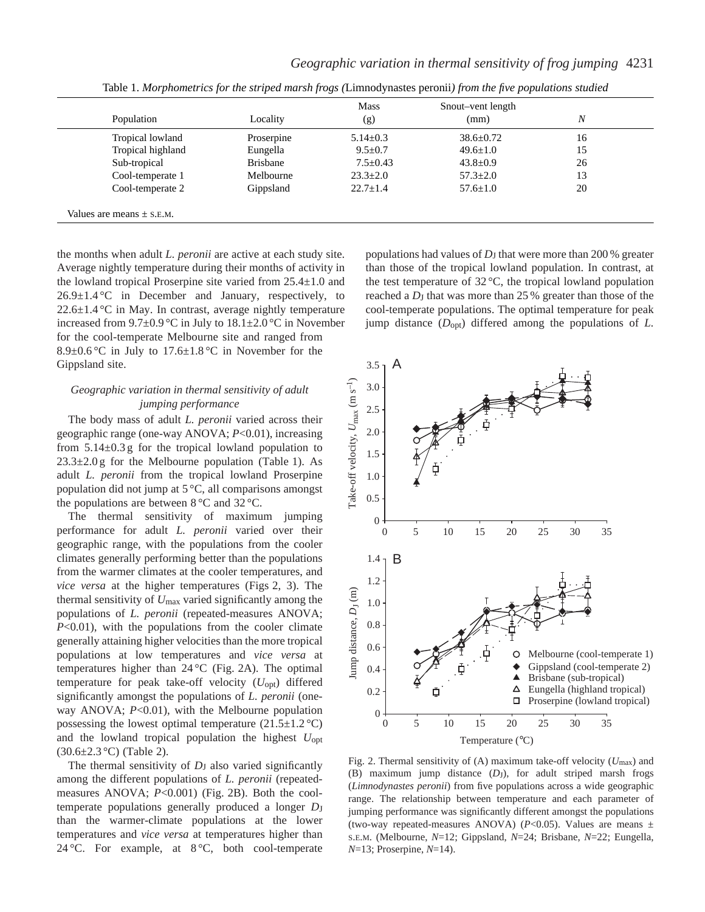Table 1. *Morphometrics for the striped marsh frogs (*Limnodynastes peronii*) from the five populations studied*

| Population | Locality | Mass (g) | Snout–vent length (mm) | $N$ |
|---|---|---|---|---|
| Tropical lowland | Proserpine | 5.14±0.3 | 38.6±0.72 | 16 |
| Tropical highland | Eungella | 9.5±0.7 | 49.6±1.0 | 15 |
| Sub-tropical | Brisbane | 7.5±0.43 | 43.8±0.9 | 26 |
| Cool-temperate 1 | Melbourne | 23.3±2.0 | 57.3±2.0 | 13 |
| Cool-temperate 2 | Gippsland | 22.7±1.4 | 57.6±1.0 | 20 |

Values are means ± S.E.M.

the months when adult *L. peronii* are active at each study site. Average nightly temperature during their months of activity in the lowland tropical Proserpine site varied from 25.4±1.0 and 26.9±1.4°C in December and January, respectively, to 22.6±1.4°C in May. In contrast, average nightly temperature increased from 9.7±0.9°C in July to 18.1±2.0°C in November for the cool-temperate Melbourne site and ranged from 8.9±0.6°C in July to 17.6±1.8°C in November for the Gippsland site.

### *Geographic variation in thermal sensitivity of adult jumping performance*

The body mass of adult *L. peronii* varied across their geographic range (one-way ANOVA; $P<0.01$), increasing from 5.14±0.3 g for the tropical lowland population to 23.3±2.0 g for the Melbourne population (Table 1). As adult *L. peronii* from the tropical lowland Proserpine population did not jump at 5°C, all comparisons amongst the populations are between 8°C and 32°C.

The thermal sensitivity of maximum jumping performance for adult *L. peronii* varied over their geographic range, with the populations from the cooler climates generally performing better than the populations from the warmer climates at the cooler temperatures, and *vice versa* at the higher temperatures (Figs 2, 3). The thermal sensitivity of $U_{max}$ varied significantly among the populations of *L. peronii* (repeated-measures ANOVA; $P<0.01$), with the populations from the cooler climate generally attaining higher velocities than the more tropical populations at low temperatures and *vice versa* at temperatures higher than 24°C (Fig. 2A). The optimal temperature for peak take-off velocity ($U_{opt}$) differed significantly amongst the populations of *L. peronii* (one-way ANOVA; $P<0.01$), with the Melbourne population possessing the lowest optimal temperature (21.5±1.2°C) and the lowland tropical population the highest $U_{opt}$ (30.6±2.3°C) (Table 2).

The thermal sensitivity of $D_J$ also varied significantly among the different populations of *L. peronii* (repeated-measures ANOVA; $P<0.001$) (Fig. 2B). Both the cool-temperate populations generally produced a longer $D_J$ than the warmer-climate populations at the lower temperatures and *vice versa* at temperatures higher than 24°C. For example, at 8°C, both cool-temperate populations had values of $D_J$ that were more than 200% greater than those of the tropical lowland population. In contrast, at the test temperature of 32°C, the tropical lowland population reached a $D_J$ that was more than 25% greater than those of the cool-temperate populations. The optimal temperature for peak jump distance ($D_{opt}$) differed among the populations of *L.*

Fig. 2. Thermal sensitivity of (A) maximum take-off velocity ($U_{max}$) and (B) maximum jump distance ($D_J$), for adult striped marsh frogs (*Limnodynastes peronii*) from five populations across a wide geographic range. The relationship between temperature and each parameter of jumping performance was significantly different amongst the populations (two-way repeated-measures ANOVA) ($P<0.05$). Values are means ± S.E.M. (Melbourne, $N$=12; Gippsland, $N$=24; Brisbane, $N$=22; Eungella, $N$=13; Proserpine, $N$=14).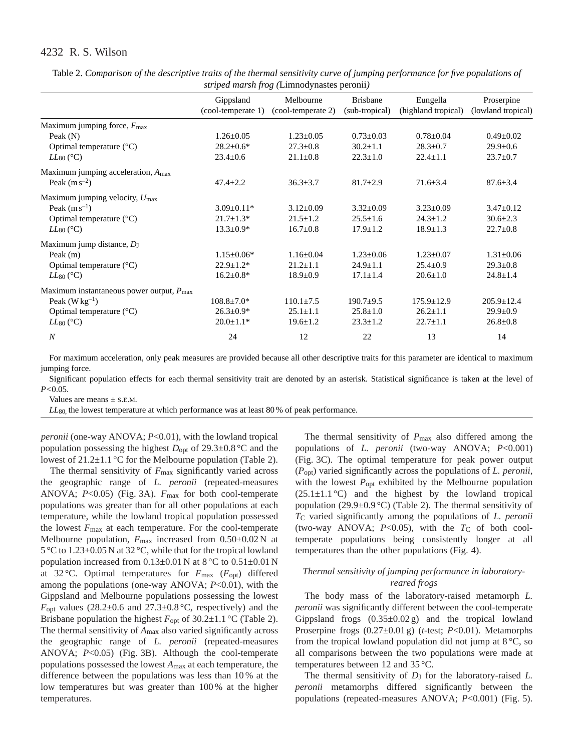Table 2. *Comparison of the descriptive traits of the thermal sensitivity curve of jumping performance for five populations of striped marsh frog (*Limnodynastes peronii*)*

| | Gippsland (cool-temperate 1) | Melbourne (cool-temperate 2) | Brisbane (sub-tropical) | Eungella (highland tropical) | Proserpine (lowland tropical) |
|---|---|---|---|---|---|
| Maximum jumping force, $F_{max}$ | | | | | |
| Peak (N) | 1.26±0.05 | 1.23±0.05 | 0.73±0.03 | 0.78±0.04 | 0.49±0.02 |
| Optimal temperature (°C) | 28.2±0.6* | 27.3±0.8 | 30.2±1.1 | 28.3±0.7 | 29.9±0.6 |
| $LL_{80}$ (°C) | 23.4±0.6 | 21.1±0.8 | 22.3±1.0 | 22.4±1.1 | 23.7±0.7 |
| Maximum jumping acceleration, $A_{max}$ | | | | | |
| Peak (m s$^{-2}$) | 47.4±2.2 | 36.3±3.7 | 81.7±2.9 | 71.6±3.4 | 87.6±3.4 |
| Maximum jumping velocity, $U_{max}$ | | | | | |
| Peak (m s$^{-1}$) | 3.09±0.11* | 3.12±0.09 | 3.32±0.09 | 3.23±0.09 | 3.47±0.12 |
| Optimal temperature (°C) | 21.7±1.3* | 21.5±1.2 | 25.5±1.6 | 24.3±1.2 | 30.6±2.3 |
| $LL_{80}$ (°C) | 13.3±0.9* | 16.7±0.8 | 17.9±1.2 | 18.9±1.3 | 22.7±0.8 |
| Maximum jump distance, $D_J$ | | | | | |
| Peak (m) | 1.15±0.06* | 1.16±0.04 | 1.23±0.06 | 1.23±0.07 | 1.31±0.06 |
| Optimal temperature (°C) | 22.9±1.2* | 21.2±1.1 | 24.9±1.1 | 25.4±0.9 | 29.3±0.8 |
| $LL_{80}$ (°C) | 16.2±0.8* | 18.9±0.9 | 17.1±1.4 | 20.6±1.0 | 24.8±1.4 |
| Maximum instantaneous power output, $P_{max}$ | | | | | |
| Peak (W kg$^{-1}$) | 108.8±7.0* | 110.1±7.5 | 190.7±9.5 | 175.9±12.9 | 205.9±12.4 |
| Optimal temperature (°C) | 26.3±0.9* | 25.1±1.1 | 25.8±1.0 | 26.2±1.1 | 29.9±0.9 |
| $LL_{80}$ (°C) | 20.0±1.1* | 19.6±1.2 | 23.3±1.2 | 22.7±1.1 | 26.8±0.8 |
| *N* | 24 | 12 | 22 | 13 | 14 |

For maximum acceleration, only peak measures are provided because all other descriptive traits for this parameter are identical to maximum jumping force.

Significant population effects for each thermal sensitivity trait are denoted by an asterisk. Statistical significance is taken at the level of $P<0.05$.

Values are means ± S.E.M.

$LL_{80}$, the lowest temperature at which performance was at least 80 % of peak performance.

*peronii* (one-way ANOVA; $P<0.01$), with the lowland tropical population possessing the highest $D_{opt}$ of 29.3±0.8 °C and the lowest of 21.2±1.1 °C for the Melbourne population (Table 2).

The thermal sensitivity of $F_{max}$ significantly varied across the geographic range of *L. peronii* (repeated-measures ANOVA; $P<0.05$) (Fig. 3A). $F_{max}$ for both cool-temperate populations was greater than for all other populations at each temperature, while the lowland tropical population possessed the lowest $F_{max}$ at each temperature. For the cool-temperate Melbourne population, $F_{max}$ increased from 0.50±0.02 N at 5 °C to 1.23±0.05 N at 32 °C, while that for the tropical lowland population increased from 0.13±0.01 N at 8 °C to 0.51±0.01 N at 32 °C. Optimal temperatures for $F_{max}$ ($F_{opt}$) differed among the populations (one-way ANOVA; $P<0.01$), with the Gippsland and Melbourne populations possessing the lowest $F_{opt}$ values (28.2±0.6 and 27.3±0.8 °C, respectively) and the Brisbane population the highest $F_{opt}$ of 30.2±1.1 °C (Table 2). The thermal sensitivity of $A_{max}$ also varied significantly across the geographic range of *L. peronii* (repeated-measures ANOVA; $P<0.05$) (Fig. 3B). Although the cool-temperate populations possessed the lowest $A_{max}$ at each temperature, the difference between the populations was less than 10 % at the low temperatures but was greater than 100 % at the higher temperatures.

The thermal sensitivity of $P_{max}$ also differed among the populations of *L. peronii* (two-way ANOVA; $P<0.001$) (Fig. 3C). The optimal temperature for peak power output ($P_{opt}$) varied significantly across the populations of *L. peronii*, with the lowest $P_{opt}$ exhibited by the Melbourne population (25.1±1.1 °C) and the highest by the lowland tropical population (29.9±0.9 °C) (Table 2). The thermal sensitivity of $T_C$ varied significantly among the populations of *L. peronii* (two-way ANOVA; $P<0.05$), with the $T_C$ of both cool-temperate populations being consistently longer at all temperatures than the other populations (Fig. 4).

### *Thermal sensitivity of jumping performance in laboratory-reared frogs*

The body mass of the laboratory-raised metamorph *L. peronii* was significantly different between the cool-temperate Gippsland frogs (0.35±0.02 g) and the tropical lowland Proserpine frogs (0.27±0.01 g) (*t*-test; $P<0.01$). Metamorphs from the tropical lowland population did not jump at 8 °C, so all comparisons between the two populations were made at temperatures between 12 and 35 °C.

The thermal sensitivity of $D_J$ for the laboratory-raised *L. peronii* metamorphs differed significantly between the populations (repeated-measures ANOVA; $P<0.001$) (Fig. 5).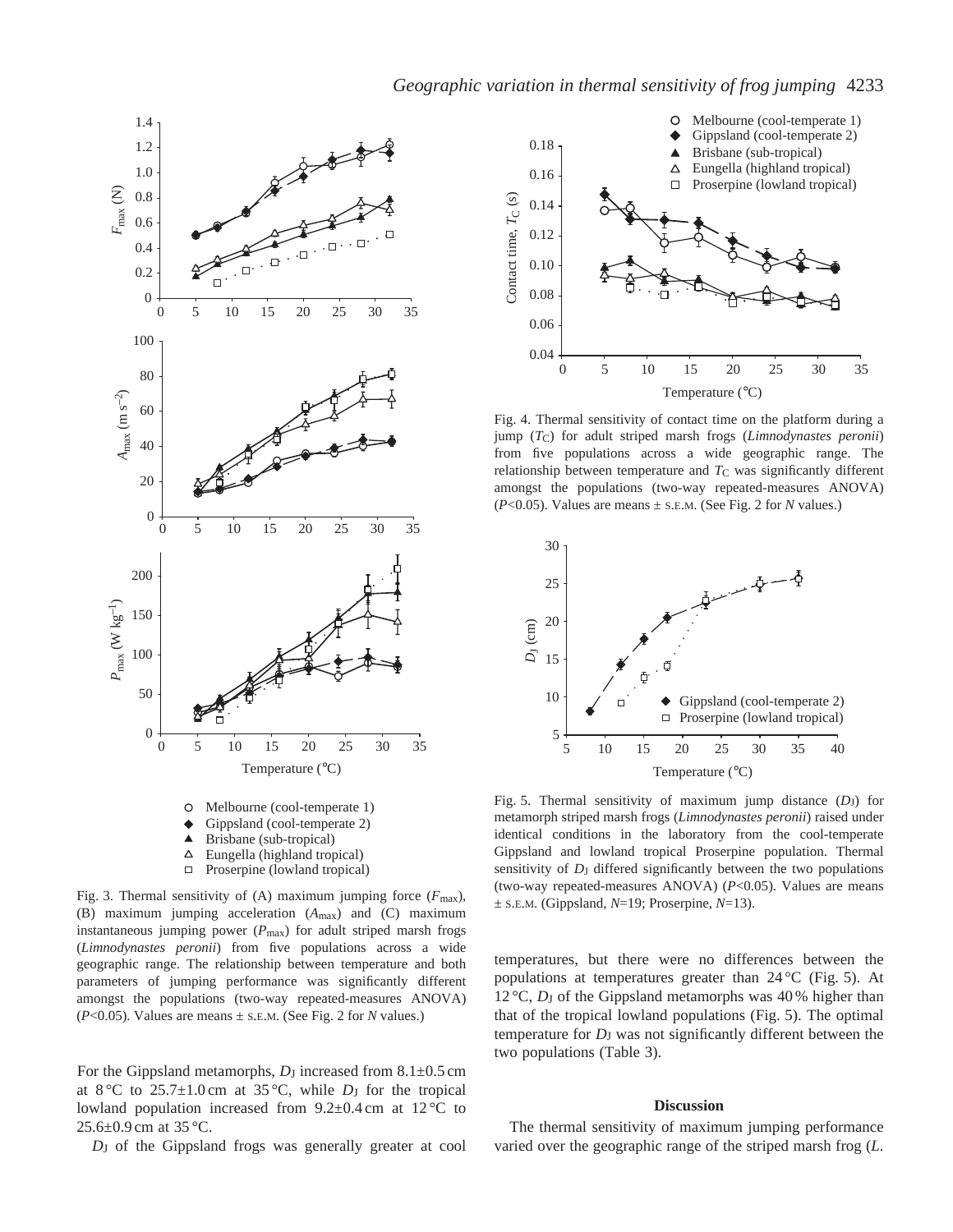Fig. 3. Thermal sensitivity of (A) maximum jumping force ($F_{max}$), (B) maximum jumping acceleration ($A_{max}$) and (C) maximum instantaneous jumping power ($P_{max}$) for adult striped marsh frogs (*Limnodynastes peronii*) from five populations across a wide geographic range. The relationship between temperature and both parameters of jumping performance was significantly different amongst the populations (two-way repeated-measures ANOVA) ($P<0.05$). Values are means ± S.E.M. (See Fig. 2 for *N* values.)

Fig. 4. Thermal sensitivity of contact time on the platform during a jump ($T_C$) for adult striped marsh frogs (*Limnodynastes peronii*) from five populations across a wide geographic range. The relationship between temperature and $T_C$ was significantly different amongst the populations (two-way repeated-measures ANOVA) ($P<0.05$). Values are means ± S.E.M. (See Fig. 2 for *N* values.)

Fig. 5. Thermal sensitivity of maximum jump distance ($D_J$) for metamorph striped marsh frogs (*Limnodynastes peronii*) raised under identical conditions in the laboratory from the cool-temperate Gippsland and lowland tropical Proserpine population. Thermal sensitivity of $D_J$ differed significantly between the two populations (two-way repeated-measures ANOVA) ($P<0.05$). Values are means ± S.E.M. (Gippsland, *N*=19; Proserpine, *N*=13).

For the Gippsland metamorphs, $D_J$ increased from 8.1±0.5 cm at 8 °C to 25.7±1.0 cm at 35 °C, while $D_J$ for the tropical lowland population increased from 9.2±0.4 cm at 12 °C to 25.6±0.9 cm at 35 °C.

$D_J$ of the Gippsland frogs was generally greater at cool temperatures, but there were no differences between the populations at temperatures greater than 24 °C (Fig. 5). At 12 °C, $D_J$ of the Gippsland metamorphs was 40 % higher than that of the tropical lowland populations (Fig. 5). The optimal temperature for $D_J$ was not significantly different between the two populations (Table 3).

## Discussion

The thermal sensitivity of maximum jumping performance varied over the geographic range of the striped marsh frog (*L.*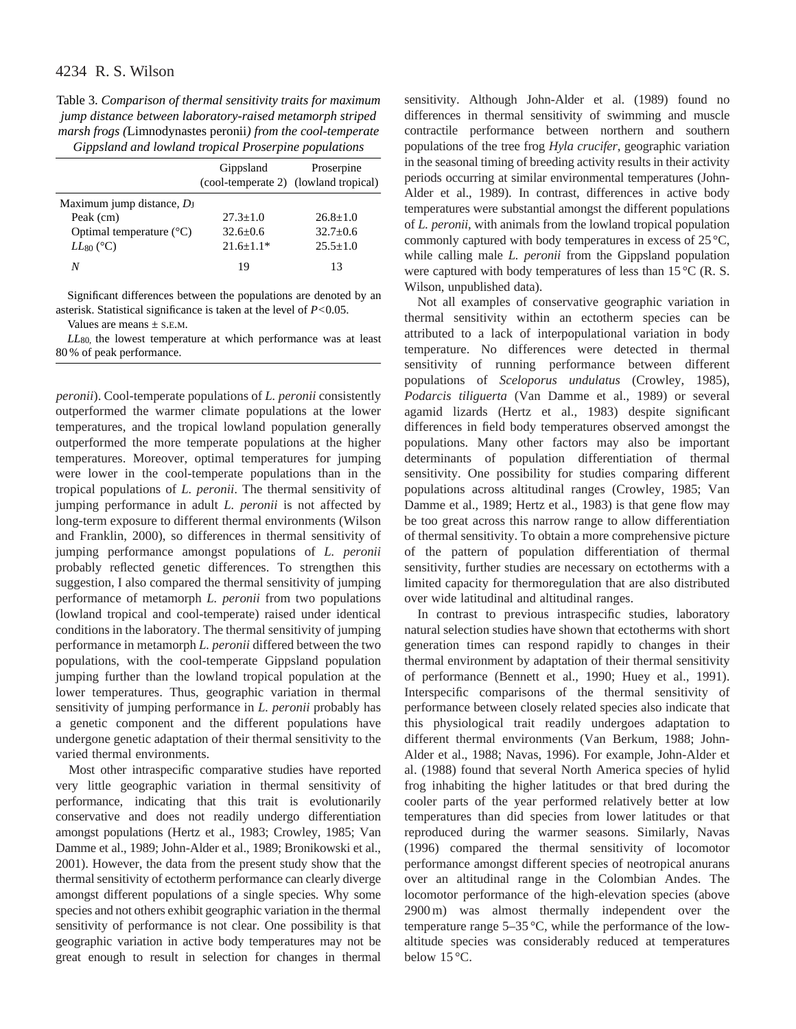Table 3. *Comparison of thermal sensitivity traits for maximum jump distance between laboratory-raised metamorph striped marsh frogs (*Limnodynastes peronii*) from the cool-temperate Gippsland and lowland tropical Proserpine populations*

| | Gippsland (cool-temperate 2) | Proserpine (lowland tropical) |
|---|---|---|
| Maximum jump distance, $D_J$ | | |
| Peak (cm) | 27.3±1.0 | 26.8±1.0 |
| Optimal temperature (°C) | 32.6±0.6 | 32.7±0.6 |
| $LL_{80}$ (°C) | 21.6±1.1* | 25.5±1.0 |
| $N$ | 19 | 13 |

Significant differences between the populations are denoted by an asterisk. Statistical significance is taken at the level of $P<0.05$.

Values are means ± S.E.M.

$LL_{80}$, the lowest temperature at which performance was at least 80% of peak performance.

*peronii*). Cool-temperate populations of *L. peronii* consistently outperformed the warmer climate populations at the lower temperatures, and the tropical lowland population generally outperformed the more temperate populations at the higher temperatures. Moreover, optimal temperatures for jumping were lower in the cool-temperate populations than in the tropical populations of *L. peronii*. The thermal sensitivity of jumping performance in adult *L. peronii* is not affected by long-term exposure to different thermal environments (Wilson and Franklin, 2000), so differences in thermal sensitivity of jumping performance amongst populations of *L. peronii* probably reflected genetic differences. To strengthen this suggestion, I also compared the thermal sensitivity of jumping performance of metamorph *L. peronii* from two populations (lowland tropical and cool-temperate) raised under identical conditions in the laboratory. The thermal sensitivity of jumping performance in metamorph *L. peronii* differed between the two populations, with the cool-temperate Gippsland population jumping further than the lowland tropical population at the lower temperatures. Thus, geographic variation in thermal sensitivity of jumping performance in *L. peronii* probably has a genetic component and the different populations have undergone genetic adaptation of their thermal sensitivity to the varied thermal environments.

Most other intraspecific comparative studies have reported very little geographic variation in thermal sensitivity of performance, indicating that this trait is evolutionarily conservative and does not readily undergo differentiation amongst populations (Hertz et al., 1983; Crowley, 1985; Van Damme et al., 1989; John-Alder et al., 1989; Bronikowski et al., 2001). However, the data from the present study show that the thermal sensitivity of ectotherm performance can clearly diverge amongst different populations of a single species. Why some species and not others exhibit geographic variation in the thermal sensitivity of performance is not clear. One possibility is that geographic variation in active body temperatures may not be great enough to result in selection for changes in thermal sensitivity. Although John-Alder et al. (1989) found no differences in thermal sensitivity of swimming and muscle contractile performance between northern and southern populations of the tree frog *Hyla crucifer*, geographic variation in the seasonal timing of breeding activity results in their activity periods occurring at similar environmental temperatures (John-Alder et al., 1989). In contrast, differences in active body temperatures were substantial amongst the different populations of *L. peronii*, with animals from the lowland tropical population commonly captured with body temperatures in excess of 25°C, while calling male *L. peronii* from the Gippsland population were captured with body temperatures of less than 15°C (R. S. Wilson, unpublished data).

Not all examples of conservative geographic variation in thermal sensitivity within an ectotherm species can be attributed to a lack of interpopulational variation in body temperature. No differences were detected in thermal sensitivity of running performance between different populations of *Sceloporus undulatus* (Crowley, 1985), *Podarcis tiliguerta* (Van Damme et al., 1989) or several agamid lizards (Hertz et al., 1983) despite significant differences in field body temperatures observed amongst the populations. Many other factors may also be important determinants of population differentiation of thermal sensitivity. One possibility for studies comparing different populations across altitudinal ranges (Crowley, 1985; Van Damme et al., 1989; Hertz et al., 1983) is that gene flow may be too great across this narrow range to allow differentiation of thermal sensitivity. To obtain a more comprehensive picture of the pattern of population differentiation of thermal sensitivity, further studies are necessary on ectotherms with a limited capacity for thermoregulation that are also distributed over wide latitudinal and altitudinal ranges.

In contrast to previous intraspecific studies, laboratory natural selection studies have shown that ectotherms with short generation times can respond rapidly to changes in their thermal environment by adaptation of their thermal sensitivity of performance (Bennett et al., 1990; Huey et al., 1991). Interspecific comparisons of the thermal sensitivity of performance between closely related species also indicate that this physiological trait readily undergoes adaptation to different thermal environments (Van Berkum, 1988; John-Alder et al., 1988; Navas, 1996). For example, John-Alder et al. (1988) found that several North America species of hylid frog inhabiting the higher latitudes or that bred during the cooler parts of the year performed relatively better at low temperatures than did species from lower latitudes or that reproduced during the warmer seasons. Similarly, Navas (1996) compared the thermal sensitivity of locomotor performance amongst different species of neotropical anurans over an altitudinal range in the Colombian Andes. The locomotor performance of the high-elevation species (above 2900 m) was almost thermally independent over the temperature range 5–35°C, while the performance of the low-altitude species was considerably reduced at temperatures below 15°C.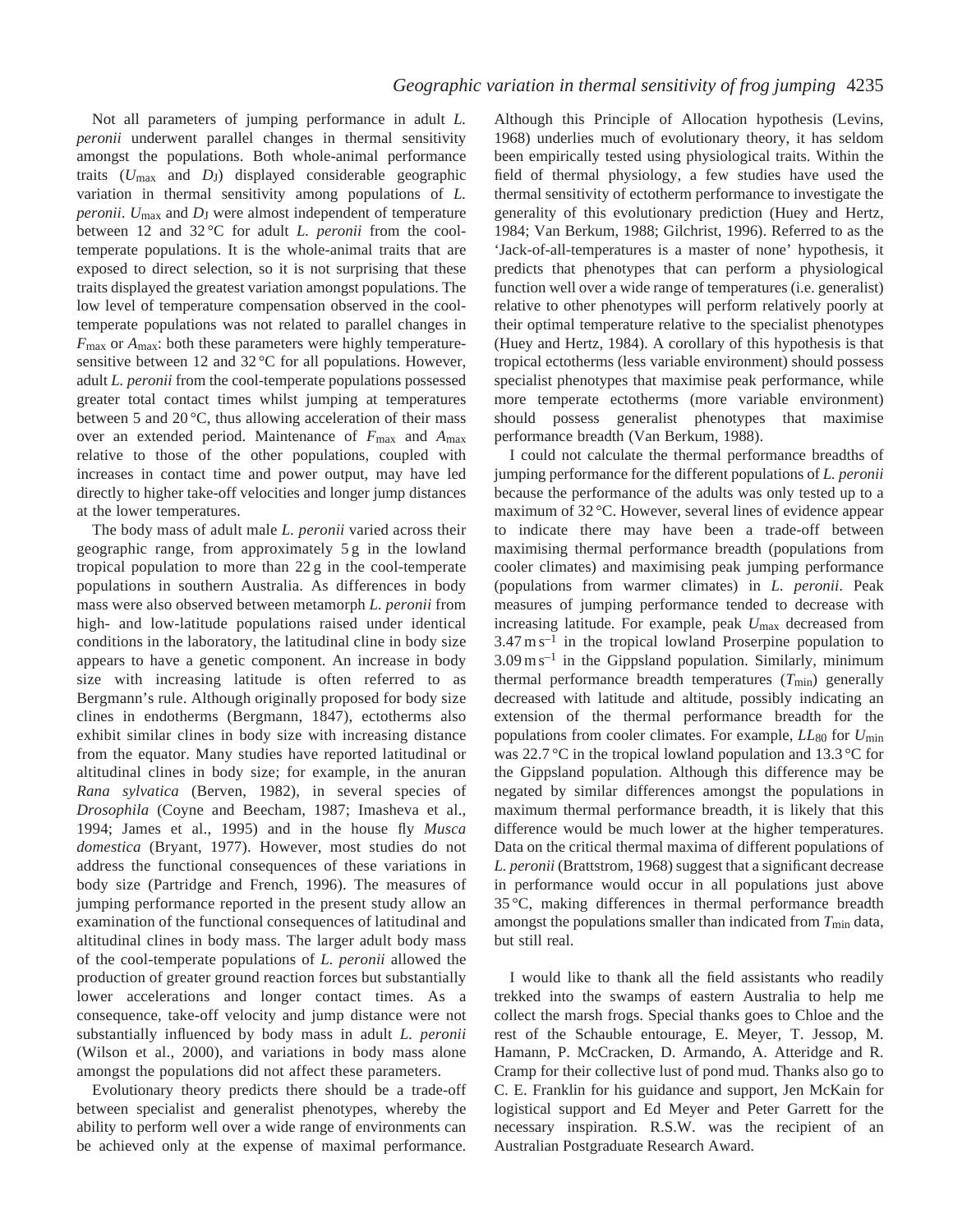Not all parameters of jumping performance in adult *L. peronii* underwent parallel changes in thermal sensitivity amongst the populations. Both whole-animal performance traits ($U_{max}$ and $D_J$) displayed considerable geographic variation in thermal sensitivity among populations of *L. peronii*. $U_{max}$ and $D_J$ were almost independent of temperature between 12 and 32 °C for adult *L. peronii* from the cool-temperate populations. It is the whole-animal traits that are exposed to direct selection, so it is not surprising that these traits displayed the greatest variation amongst populations. The low level of temperature compensation observed in the cool-temperate populations was not related to parallel changes in $F_{max}$ or $A_{max}$: both these parameters were highly temperature-sensitive between 12 and 32 °C for all populations. However, adult *L. peronii* from the cool-temperate populations possessed greater total contact times whilst jumping at temperatures between 5 and 20 °C, thus allowing acceleration of their mass over an extended period. Maintenance of $F_{max}$ and $A_{max}$ relative to those of the other populations, coupled with increases in contact time and power output, may have led directly to higher take-off velocities and longer jump distances at the lower temperatures.

The body mass of adult male *L. peronii* varied across their geographic range, from approximately 5 g in the lowland tropical population to more than 22 g in the cool-temperate populations in southern Australia. As differences in body mass were also observed between metamorph *L. peronii* from high- and low-latitude populations raised under identical conditions in the laboratory, the latitudinal cline in body size appears to have a genetic component. An increase in body size with increasing latitude is often referred to as Bergmann's rule. Although originally proposed for body size clines in endotherms (Bergmann, 1847), ectotherms also exhibit similar clines in body size with increasing distance from the equator. Many studies have reported latitudinal or altitudinal clines in body size; for example, in the anuran *Rana sylvatica* (Berven, 1982), in several species of *Drosophila* (Coyne and Beecham, 1987; Imasheva et al., 1994; James et al., 1995) and in the house fly *Musca domestica* (Bryant, 1977). However, most studies do not address the functional consequences of these variations in body size (Partridge and French, 1996). The measures of jumping performance reported in the present study allow an examination of the functional consequences of latitudinal and altitudinal clines in body mass. The larger adult body mass of the cool-temperate populations of *L. peronii* allowed the production of greater ground reaction forces but substantially lower accelerations and longer contact times. As a consequence, take-off velocity and jump distance were not substantially influenced by body mass in adult *L. peronii* (Wilson et al., 2000), and variations in body mass alone amongst the populations did not affect these parameters.

Evolutionary theory predicts there should be a trade-off between specialist and generalist phenotypes, whereby the ability to perform well over a wide range of environments can be achieved only at the expense of maximal performance. Although this Principle of Allocation hypothesis (Levins, 1968) underlies much of evolutionary theory, it has seldom been empirically tested using physiological traits. Within the field of thermal physiology, a few studies have used the thermal sensitivity of ectotherm performance to investigate the generality of this evolutionary prediction (Huey and Hertz, 1984; Van Berkum, 1988; Gilchrist, 1996). Referred to as the 'Jack-of-all-temperatures is a master of none' hypothesis, it predicts that phenotypes that can perform a physiological function well over a wide range of temperatures (i.e. generalist) relative to other phenotypes will perform relatively poorly at their optimal temperature relative to the specialist phenotypes (Huey and Hertz, 1984). A corollary of this hypothesis is that tropical ectotherms (less variable environment) should possess specialist phenotypes that maximise peak performance, while more temperate ectotherms (more variable environment) should possess generalist phenotypes that maximise performance breadth (Van Berkum, 1988).

I could not calculate the thermal performance breadths of jumping performance for the different populations of *L. peronii* because the performance of the adults was only tested up to a maximum of 32 °C. However, several lines of evidence appear to indicate there may have been a trade-off between maximising thermal performance breadth (populations from cooler climates) and maximising peak jumping performance (populations from warmer climates) in *L. peronii*. Peak measures of jumping performance tended to decrease with increasing latitude. For example, peak $U_{max}$ decreased from 3.47 m s$^{-1}$ in the tropical lowland Proserpine population to 3.09 m s$^{-1}$ in the Gippsland population. Similarly, minimum thermal performance breadth temperatures ($T_{min}$) generally decreased with latitude and altitude, possibly indicating an extension of the thermal performance breadth for the populations from cooler climates. For example, $LL_{80}$ for $U_{min}$ was 22.7 °C in the tropical lowland population and 13.3 °C for the Gippsland population. Although this difference may be negated by similar differences amongst the populations in maximum thermal performance breadth, it is likely that this difference would be much lower at the higher temperatures. Data on the critical thermal maxima of different populations of *L. peronii* (Brattstrom, 1968) suggest that a significant decrease in performance would occur in all populations just above 35 °C, making differences in thermal performance breadth amongst the populations smaller than indicated from $T_{min}$ data, but still real.

I would like to thank all the field assistants who readily trekked into the swamps of eastern Australia to help me collect the marsh frogs. Special thanks goes to Chloe and the rest of the Schauble entourage, E. Meyer, T. Jessop, M. Hamann, P. McCracken, D. Armando, A. Atteridge and R. Cramp for their collective lust of pond mud. Thanks also go to C. E. Franklin for his guidance and support, Jen McKain for logistical support and Ed Meyer and Peter Garrett for the necessary inspiration. R.S.W. was the recipient of an Australian Postgraduate Research Award.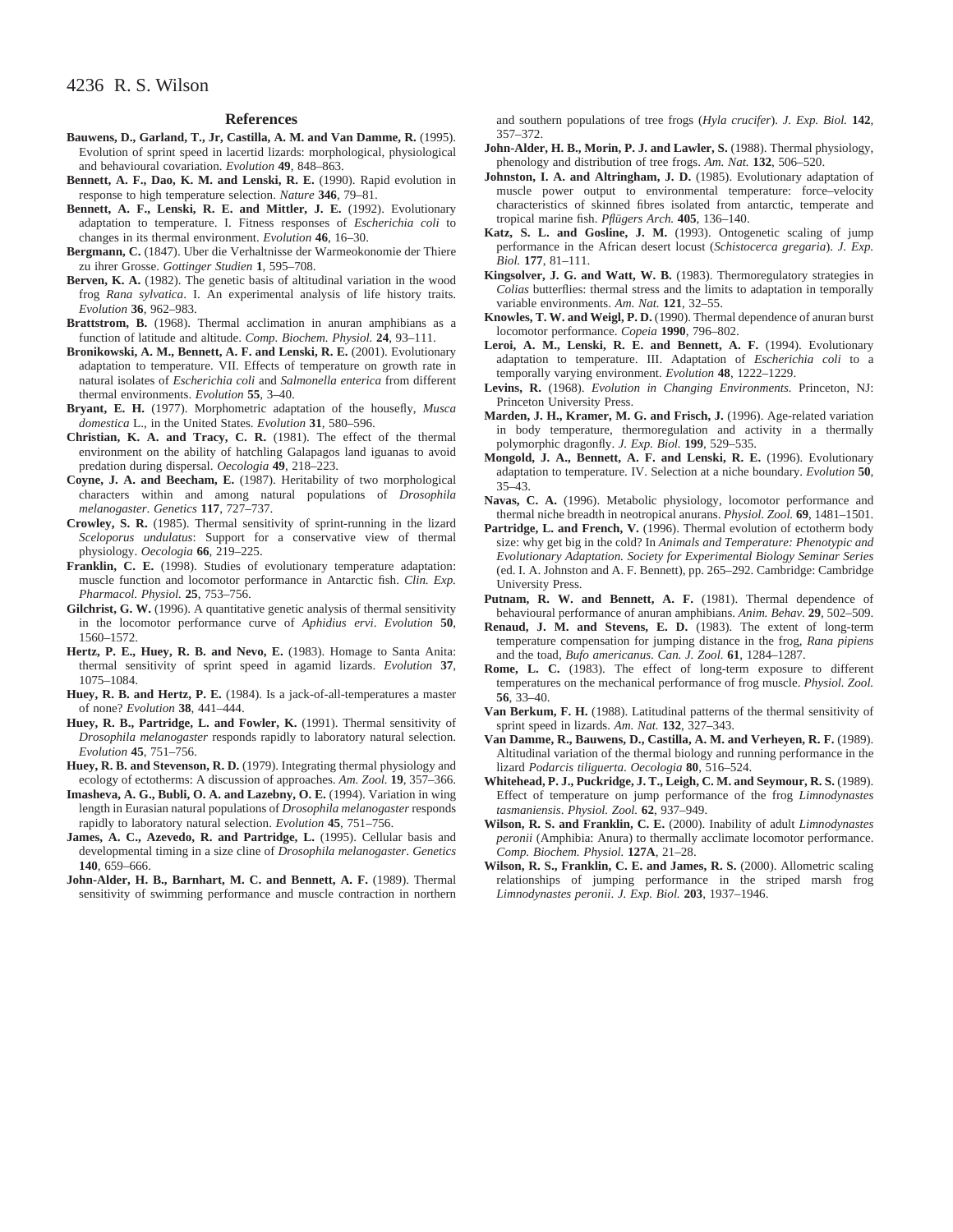## References

**Bauwens, D., Garland, T., Jr, Castilla, A. M. and Van Damme, R.** (1995). Evolution of sprint speed in lacertid lizards: morphological, physiological and behavioural covariation. *Evolution* **49**, 848–863.

**Bennett, A. F., Dao, K. M. and Lenski, R. E.** (1990). Rapid evolution in response to high temperature selection. *Nature* **346**, 79–81.

**Bennett, A. F., Lenski, R. E. and Mittler, J. E.** (1992). Evolutionary adaptation to temperature. I. Fitness responses of *Escherichia coli* to changes in its thermal environment. *Evolution* **46**, 16–30.

**Bergmann, C.** (1847). Uber die Verhaltnisse der Warmeokonomie der Thiere zu ihrer Grosse. *Gottinger Studien* **1**, 595–708.

**Berven, K. A.** (1982). The genetic basis of altitudinal variation in the wood frog *Rana sylvatica*. I. An experimental analysis of life history traits. *Evolution* **36**, 962–983.

**Brattstrom, B.** (1968). Thermal acclimation in anuran amphibians as a function of latitude and altitude. *Comp. Biochem. Physiol.* **24**, 93–111.

**Bronikowski, A. M., Bennett, A. F. and Lenski, R. E.** (2001). Evolutionary adaptation to temperature. VII. Effects of temperature on growth rate in natural isolates of *Escherichia coli* and *Salmonella enterica* from different thermal environments. *Evolution* **55**, 3–40.

**Bryant, E. H.** (1977). Morphometric adaptation of the housefly, *Musca domestica* L., in the United States. *Evolution* **31**, 580–596.

**Christian, K. A. and Tracy, C. R.** (1981). The effect of the thermal environment on the ability of hatchling Galapagos land iguanas to avoid predation during dispersal. *Oecologia* **49**, 218–223.

**Coyne, J. A. and Beecham, E.** (1987). Heritability of two morphological characters within and among natural populations of *Drosophila melanogaster*. *Genetics* **117**, 727–737.

**Crowley, S. R.** (1985). Thermal sensitivity of sprint-running in the lizard *Sceloporus undulatus*: Support for a conservative view of thermal physiology. *Oecologia* **66**, 219–225.

**Franklin, C. E.** (1998). Studies of evolutionary temperature adaptation: muscle function and locomotor performance in Antarctic fish. *Clin. Exp. Pharmacol. Physiol.* **25**, 753–756.

**Gilchrist, G. W.** (1996). A quantitative genetic analysis of thermal sensitivity in the locomotor performance curve of *Aphidius ervi*. *Evolution* **50**, 1560–1572.

**Hertz, P. E., Huey, R. B. and Nevo, E.** (1983). Homage to Santa Anita: thermal sensitivity of sprint speed in agamid lizards. *Evolution* **37**, 1075–1084.

**Huey, R. B. and Hertz, P. E.** (1984). Is a jack-of-all-temperatures a master of none? *Evolution* **38**, 441–444.

**Huey, R. B., Partridge, L. and Fowler, K.** (1991). Thermal sensitivity of *Drosophila melanogaster* responds rapidly to laboratory natural selection. *Evolution* **45**, 751–756.

**Huey, R. B. and Stevenson, R. D.** (1979). Integrating thermal physiology and ecology of ectotherms: A discussion of approaches. *Am. Zool.* **19**, 357–366.

**Imasheva, A. G., Bubli, O. A. and Lazebny, O. E.** (1994). Variation in wing length in Eurasian natural populations of *Drosophila melanogaster* responds rapidly to laboratory natural selection. *Evolution* **45**, 751–756.

**James, A. C., Azevedo, R. and Partridge, L.** (1995). Cellular basis and developmental timing in a size cline of *Drosophila melanogaster*. *Genetics* **140**, 659–666.

**John-Alder, H. B., Barnhart, M. C. and Bennett, A. F.** (1989). Thermal sensitivity of swimming performance and muscle contraction in northern and southern populations of tree frogs (*Hyla crucifer*). *J. Exp. Biol.* **142**, 357–372.

**John-Alder, H. B., Morin, P. J. and Lawler, S.** (1988). Thermal physiology, phenology and distribution of tree frogs. *Am. Nat.* **132**, 506–520.

**Johnston, I. A. and Altringham, J. D.** (1985). Evolutionary adaptation of muscle power output to environmental temperature: force–velocity characteristics of skinned fibres isolated from antarctic, temperate and tropical marine fish. *Pflügers Arch.* **405**, 136–140.

**Katz, S. L. and Gosline, J. M.** (1993). Ontogenetic scaling of jump performance in the African desert locust (*Schistocerca gregaria*). *J. Exp. Biol.* **177**, 81–111.

**Kingsolver, J. G. and Watt, W. B.** (1983). Thermoregulatory strategies in *Colias* butterflies: thermal stress and the limits to adaptation in temporally variable environments. *Am. Nat.* **121**, 32–55.

**Knowles, T. W. and Weigl, P. D.** (1990). Thermal dependence of anuran burst locomotor performance. *Copeia* **1990**, 796–802.

**Leroi, A. M., Lenski, R. E. and Bennett, A. F.** (1994). Evolutionary adaptation to temperature. III. Adaptation of *Escherichia coli* to a temporally varying environment. *Evolution* **48**, 1222–1229.

**Levins, R.** (1968). *Evolution in Changing Environments.* Princeton, NJ: Princeton University Press.

**Marden, J. H., Kramer, M. G. and Frisch, J.** (1996). Age-related variation in body temperature, thermoregulation and activity in a thermally polymorphic dragonfly. *J. Exp. Biol.* **199**, 529–535.

**Mongold, J. A., Bennett, A. F. and Lenski, R. E.** (1996). Evolutionary adaptation to temperature. IV. Selection at a niche boundary. *Evolution* **50**, 35–43.

**Navas, C. A.** (1996). Metabolic physiology, locomotor performance and thermal niche breadth in neotropical anurans. *Physiol. Zool.* **69**, 1481–1501.

**Partridge, L. and French, V.** (1996). Thermal evolution of ectotherm body size: why get big in the cold? In *Animals and Temperature: Phenotypic and Evolutionary Adaptation. Society for Experimental Biology Seminar Series* (ed. I. A. Johnston and A. F. Bennett), pp. 265–292. Cambridge: Cambridge University Press.

**Putnam, R. W. and Bennett, A. F.** (1981). Thermal dependence of behavioural performance of anuran amphibians. *Anim. Behav.* **29**, 502–509.

**Renaud, J. M. and Stevens, E. D.** (1983). The extent of long-term temperature compensation for jumping distance in the frog, *Rana pipiens* and the toad, *Bufo americanus*. *Can. J. Zool.* **61**, 1284–1287.

**Rome, L. C.** (1983). The effect of long-term exposure to different temperatures on the mechanical performance of frog muscle. *Physiol. Zool.* **56**, 33–40.

**Van Berkum, F. H.** (1988). Latitudinal patterns of the thermal sensitivity of sprint speed in lizards. *Am. Nat.* **132**, 327–343.

**Van Damme, R., Bauwens, D., Castilla, A. M. and Verheyen, R. F.** (1989). Altitudinal variation of the thermal biology and running performance in the lizard *Podarcis tiliguerta*. *Oecologia* **80**, 516–524.

**Whitehead, P. J., Puckridge, J. T., Leigh, C. M. and Seymour, R. S.** (1989). Effect of temperature on jump performance of the frog *Limnodynastes tasmaniensis*. *Physiol. Zool.* **62**, 937–949.

**Wilson, R. S. and Franklin, C. E.** (2000). Inability of adult *Limnodynastes peronii* (Amphibia: Anura) to thermally acclimate locomotor performance. *Comp. Biochem. Physiol.* **127A**, 21–28.

**Wilson, R. S., Franklin, C. E. and James, R. S.** (2000). Allometric scaling relationships of jumping performance in the striped marsh frog *Limnodynastes peronii*. *J. Exp. Biol.* **203**, 1937–1946.